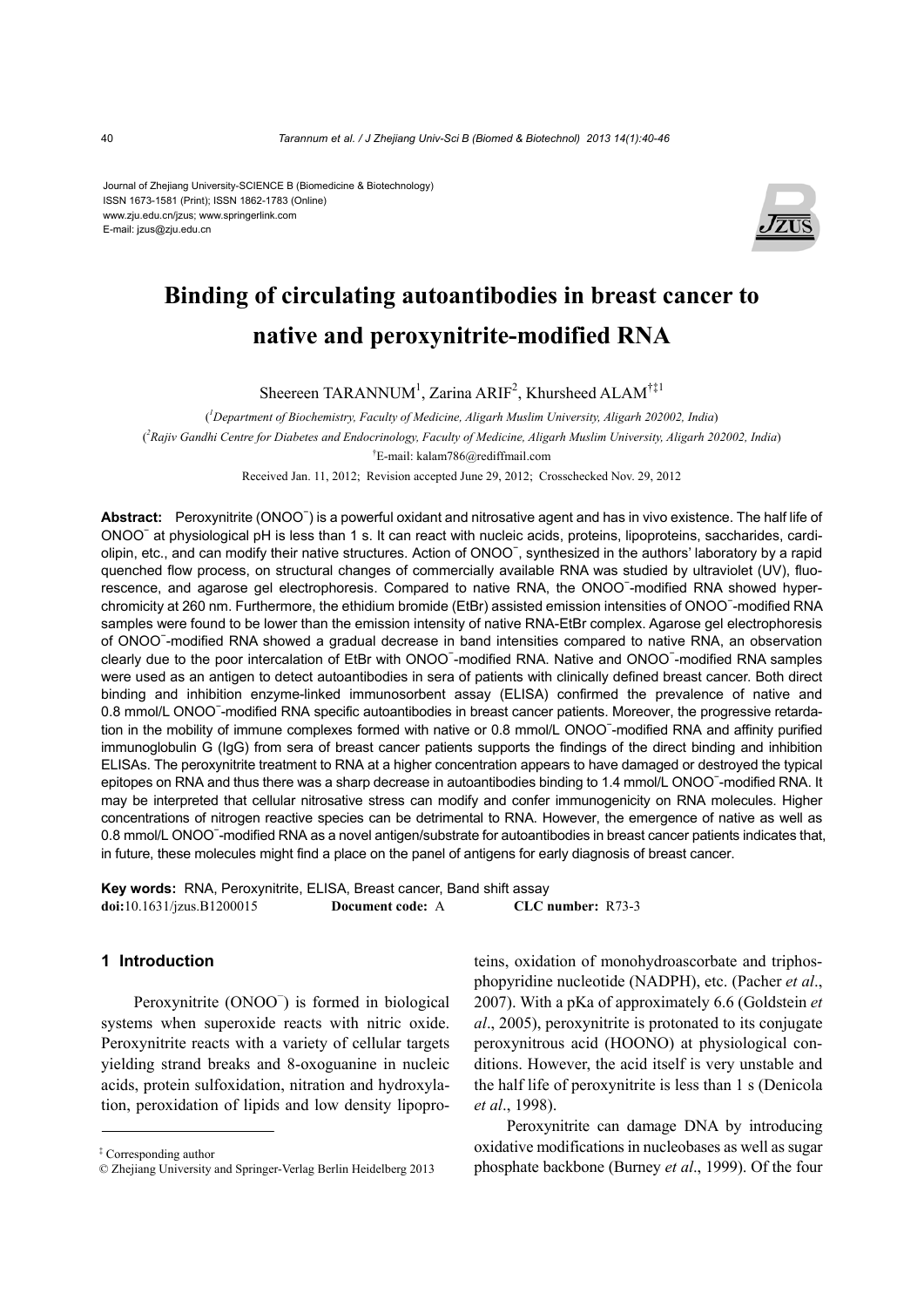Journal of Zhejiang University-SCIENCE B (Biomedicine & Biotechnology)
ISSN 1673-1581 (Print); ISSN 1862-1783 (Online)
www.zju.edu.cn/jzus; www.springerlink.com
E-mail: jzus@zju.edu.cn

# Binding of circulating autoantibodies in breast cancer to native and peroxynitrite-modified RNA

Sheereen TARANNUM[1], Zarina ARIF[2], Khursheed ALAM[†‡1]

([1]Department of Biochemistry, Faculty of Medicine, Aligarh Muslim University, Aligarh 202002, India)

([2]Rajiv Gandhi Centre for Diabetes and Endocrinology, Faculty of Medicine, Aligarh Muslim University, Aligarh 202002, India)

[†]E-mail: kalam786@rediffmail.com

Received Jan. 11, 2012; Revision accepted June 29, 2012; Crosschecked Nov. 29, 2012

**Abstract:** Peroxynitrite ($ONOO^-$) is a powerful oxidant and nitrosative agent and has in vivo existence. The half life of $ONOO^-$ at physiological pH is less than 1 s. It can react with nucleic acids, proteins, lipoproteins, saccharides, cardiolipin, etc., and can modify their native structures. Action of $ONOO^-$, synthesized in the authors' laboratory by a rapid quenched flow process, on structural changes of commercially available RNA was studied by ultraviolet (UV), fluorescence, and agarose gel electrophoresis. Compared to native RNA, the $ONOO^-$-modified RNA showed hyperchromicity at 260 nm. Furthermore, the ethidium bromide (EtBr) assisted emission intensities of $ONOO^-$-modified RNA samples were found to be lower than the emission intensity of native RNA-EtBr complex. Agarose gel electrophoresis of $ONOO^-$-modified RNA showed a gradual decrease in band intensities compared to native RNA, an observation clearly due to the poor intercalation of EtBr with $ONOO^-$-modified RNA. Native and $ONOO^-$-modified RNA samples were used as an antigen to detect autoantibodies in sera of patients with clinically defined breast cancer. Both direct binding and inhibition enzyme-linked immunosorbent assay (ELISA) confirmed the prevalence of native and 0.8 mmol/L $ONOO^-$-modified RNA specific autoantibodies in breast cancer patients. Moreover, the progressive retardation in the mobility of immune complexes formed with native or 0.8 mmol/L $ONOO^-$-modified RNA and affinity purified immunoglobulin G (IgG) from sera of breast cancer patients supports the findings of the direct binding and inhibition ELISAs. The peroxynitrite treatment to RNA at a higher concentration appears to have damaged or destroyed the typical epitopes on RNA and thus there was a sharp decrease in autoantibodies binding to 1.4 mmol/L $ONOO^-$-modified RNA. It may be interpreted that cellular nitrosative stress can modify and confer immunogenicity on RNA molecules. Higher concentrations of nitrogen reactive species can be detrimental to RNA. However, the emergence of native as well as 0.8 mmol/L $ONOO^-$-modified RNA as a novel antigen/substrate for autoantibodies in breast cancer patients indicates that, in future, these molecules might find a place on the panel of antigens for early diagnosis of breast cancer.

**Key words:** RNA, Peroxynitrite, ELISA, Breast cancer, Band shift assay
**doi:**10.1631/jzus.B1200015 **Document code:** A **CLC number:** R73-3

## 1 Introduction

Peroxynitrite ($ONOO^-$) is formed in biological systems when superoxide reacts with nitric oxide. Peroxynitrite reacts with a variety of cellular targets yielding strand breaks and 8-oxoguanine in nucleic acids, protein sulfoxidation, nitration and hydroxylation, peroxidation of lipids and low density lipoproteins, oxidation of monohydroascorbate and triphosphopyridine nucleotide (NADPH), etc. (Pacher *et al*., 2007). With a pKa of approximately 6.6 (Goldstein *et al*., 2005), peroxynitrite is protonated to its conjugate peroxynitrous acid (HOONO) at physiological conditions. However, the acid itself is very unstable and the half life of peroxynitrite is less than 1 s (Denicola *et al*., 1998).

Peroxynitrite can damage DNA by introducing oxidative modifications in nucleobases as well as sugar phosphate backbone (Burney *et al*., 1999). Of the four

---

‡ Corresponding author

© Zhejiang University and Springer-Verlag Berlin Heidelberg 2013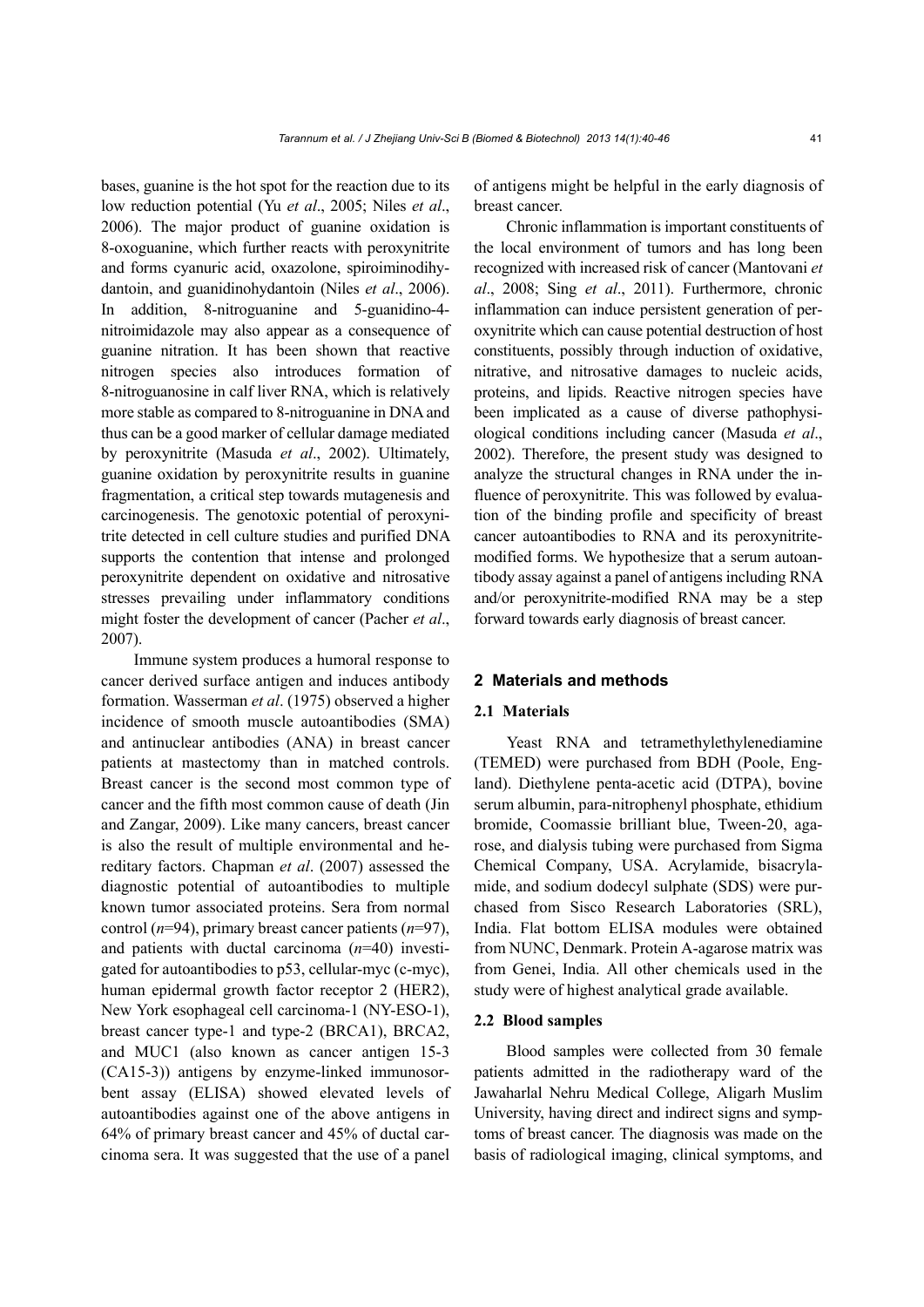bases, guanine is the hot spot for the reaction due to its low reduction potential (Yu *et al*., 2005; Niles *et al*., 2006). The major product of guanine oxidation is 8-oxoguanine, which further reacts with peroxynitrite and forms cyanuric acid, oxazolone, spiroiminodihydantoin, and guanidinohydantoin (Niles *et al*., 2006). In addition, 8-nitroguanine and 5-guanidino-4-nitroimidazole may also appear as a consequence of guanine nitration. It has been shown that reactive nitrogen species also introduces formation of 8-nitroguanosine in calf liver RNA, which is relatively more stable as compared to 8-nitroguanine in DNA and thus can be a good marker of cellular damage mediated by peroxynitrite (Masuda *et al*., 2002). Ultimately, guanine oxidation by peroxynitrite results in guanine fragmentation, a critical step towards mutagenesis and carcinogenesis. The genotoxic potential of peroxynitrite detected in cell culture studies and purified DNA supports the contention that intense and prolonged peroxynitrite dependent on oxidative and nitrosative stresses prevailing under inflammatory conditions might foster the development of cancer (Pacher *et al*., 2007).

Immune system produces a humoral response to cancer derived surface antigen and induces antibody formation. Wasserman *et al*. (1975) observed a higher incidence of smooth muscle autoantibodies (SMA) and antinuclear antibodies (ANA) in breast cancer patients at mastectomy than in matched controls. Breast cancer is the second most common type of cancer and the fifth most common cause of death (Jin and Zangar, 2009). Like many cancers, breast cancer is also the result of multiple environmental and hereditary factors. Chapman *et al*. (2007) assessed the diagnostic potential of autoantibodies to multiple known tumor associated proteins. Sera from normal control ($n$=94), primary breast cancer patients ($n$=97), and patients with ductal carcinoma ($n$=40) investigated for autoantibodies to p53, cellular-myc (c-myc), human epidermal growth factor receptor 2 (HER2), New York esophageal cell carcinoma-1 (NY-ESO-1), breast cancer type-1 and type-2 (BRCA1), BRCA2, and MUC1 (also known as cancer antigen 15-3 (CA15-3)) antigens by enzyme-linked immunosorbent assay (ELISA) showed elevated levels of autoantibodies against one of the above antigens in 64% of primary breast cancer and 45% of ductal carcinoma sera. It was suggested that the use of a panel of antigens might be helpful in the early diagnosis of breast cancer.

Chronic inflammation is important constituents of the local environment of tumors and has long been recognized with increased risk of cancer (Mantovani *et al*., 2008; Sing *et al*., 2011). Furthermore, chronic inflammation can induce persistent generation of peroxynitrite which can cause potential destruction of host constituents, possibly through induction of oxidative, nitrative, and nitrosative damages to nucleic acids, proteins, and lipids. Reactive nitrogen species have been implicated as a cause of diverse pathophysiological conditions including cancer (Masuda *et al*., 2002). Therefore, the present study was designed to analyze the structural changes in RNA under the influence of peroxynitrite. This was followed by evaluation of the binding profile and specificity of breast cancer autoantibodies to RNA and its peroxynitrite-modified forms. We hypothesize that a serum autoantibody assay against a panel of antigens including RNA and/or peroxynitrite-modified RNA may be a step forward towards early diagnosis of breast cancer.

## 2 Materials and methods

### 2.1 Materials

Yeast RNA and tetramethylethylenediamine (TEMED) were purchased from BDH (Poole, England). Diethylene penta-acetic acid (DTPA), bovine serum albumin, para-nitrophenyl phosphate, ethidium bromide, Coomassie brilliant blue, Tween-20, agarose, and dialysis tubing were purchased from Sigma Chemical Company, USA. Acrylamide, bisacrylamide, and sodium dodecyl sulphate (SDS) were purchased from Sisco Research Laboratories (SRL), India. Flat bottom ELISA modules were obtained from NUNC, Denmark. Protein A-agarose matrix was from Genei, India. All other chemicals used in the study were of highest analytical grade available.

### 2.2 Blood samples

Blood samples were collected from 30 female patients admitted in the radiotherapy ward of the Jawaharlal Nehru Medical College, Aligarh Muslim University, having direct and indirect signs and symptoms of breast cancer. The diagnosis was made on the basis of radiological imaging, clinical symptoms, and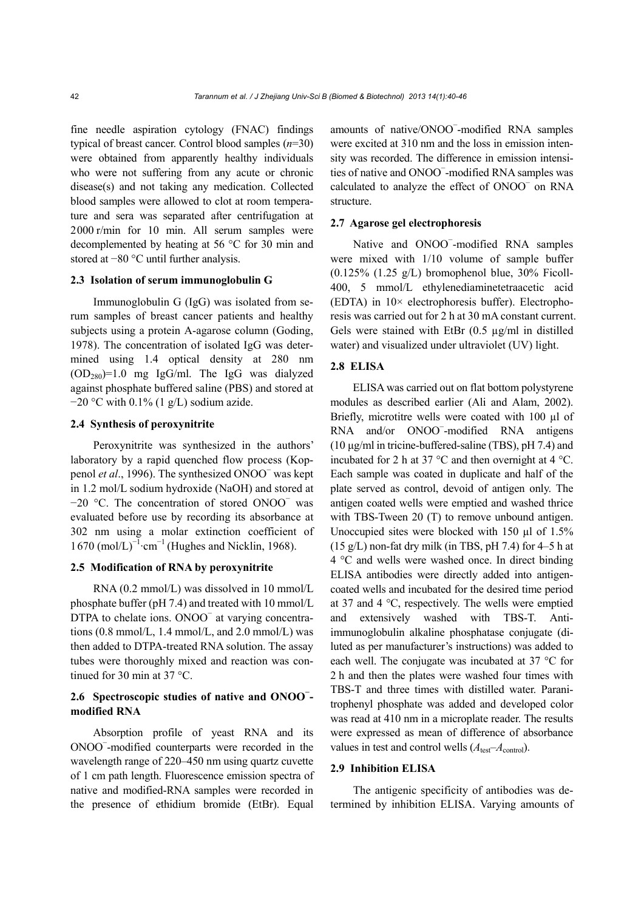fine needle aspiration cytology (FNAC) findings typical of breast cancer. Control blood samples ($n$=30) were obtained from apparently healthy individuals who were not suffering from any acute or chronic disease(s) and not taking any medication. Collected blood samples were allowed to clot at room temperature and sera was separated after centrifugation at 2000 r/min for 10 min. All serum samples were decomplemented by heating at 56 °C for 30 min and stored at −80 °C until further analysis.

### 2.3 Isolation of serum immunoglobulin G

Immunoglobulin G (IgG) was isolated from serum samples of breast cancer patients and healthy subjects using a protein A-agarose column (Goding, 1978). The concentration of isolated IgG was determined using 1.4 optical density at 280 nm ($OD_{280}$)=1.0 mg IgG/ml. The IgG was dialyzed against phosphate buffered saline (PBS) and stored at −20 °C with 0.1% (1 g/L) sodium azide.

### 2.4 Synthesis of peroxynitrite

Peroxynitrite was synthesized in the authors' laboratory by a rapid quenched flow process (Koppenol *et al*., 1996). The synthesized $ONOO^-$ was kept in 1.2 mol/L sodium hydroxide (NaOH) and stored at −20 °C. The concentration of stored $ONOO^-$ was evaluated before use by recording its absorbance at 302 nm using a molar extinction coefficient of 1670 $(mol/L)^{-1}\cdot cm^{-1}$ (Hughes and Nicklin, 1968).

### 2.5 Modification of RNA by peroxynitrite

RNA (0.2 mmol/L) was dissolved in 10 mmol/L phosphate buffer (pH 7.4) and treated with 10 mmol/L DTPA to chelate ions. $ONOO^-$ at varying concentrations (0.8 mmol/L, 1.4 mmol/L, and 2.0 mmol/L) was then added to DTPA-treated RNA solution. The assay tubes were thoroughly mixed and reaction was continued for 30 min at 37 °C.

### 2.6 Spectroscopic studies of native and $ONOO^-$-modified RNA

Absorption profile of yeast RNA and its $ONOO^-$-modified counterparts were recorded in the wavelength range of 220–450 nm using quartz cuvette of 1 cm path length. Fluorescence emission spectra of native and modified-RNA samples were recorded in the presence of ethidium bromide (EtBr). Equal amounts of native/$ONOO^-$-modified RNA samples were excited at 310 nm and the loss in emission intensity was recorded. The difference in emission intensities of native and $ONOO^-$-modified RNA samples was calculated to analyze the effect of $ONOO^-$ on RNA structure.

### 2.7 Agarose gel electrophoresis

Native and $ONOO^-$-modified RNA samples were mixed with 1/10 volume of sample buffer (0.125% (1.25 g/L) bromophenol blue, 30% Ficoll-400, 5 mmol/L ethylenediaminetetraacetic acid (EDTA) in 10× electrophoresis buffer). Electrophoresis was carried out for 2 h at 30 mA constant current. Gels were stained with EtBr (0.5 μg/ml in distilled water) and visualized under ultraviolet (UV) light.

### 2.8 ELISA

ELISA was carried out on flat bottom polystyrene modules as described earlier (Ali and Alam, 2002). Briefly, microtitre wells were coated with 100 μl of RNA and/or $ONOO^-$-modified RNA antigens (10 μg/ml in tricine-buffered-saline (TBS), pH 7.4) and incubated for 2 h at 37 °C and then overnight at 4 °C. Each sample was coated in duplicate and half of the plate served as control, devoid of antigen only. The antigen coated wells were emptied and washed thrice with TBS-Tween 20 (T) to remove unbound antigen. Unoccupied sites were blocked with 150 μl of 1.5% (15 g/L) non-fat dry milk (in TBS, pH 7.4) for 4–5 h at 4 °C and wells were washed once. In direct binding ELISA antibodies were directly added into antigen-coated wells and incubated for the desired time period at 37 and 4 °C, respectively. The wells were emptied and extensively washed with TBS-T. Anti-immunoglobulin alkaline phosphatase conjugate (diluted as per manufacturer's instructions) was added to each well. The conjugate was incubated at 37 °C for 2 h and then the plates were washed four times with TBS-T and three times with distilled water. Paranitrophenyl phosphate was added and developed color was read at 410 nm in a microplate reader. The results were expressed as mean of difference of absorbance values in test and control wells ($A_{test}$–$A_{control}$).

### 2.9 Inhibition ELISA

The antigenic specificity of antibodies was determined by inhibition ELISA. Varying amounts of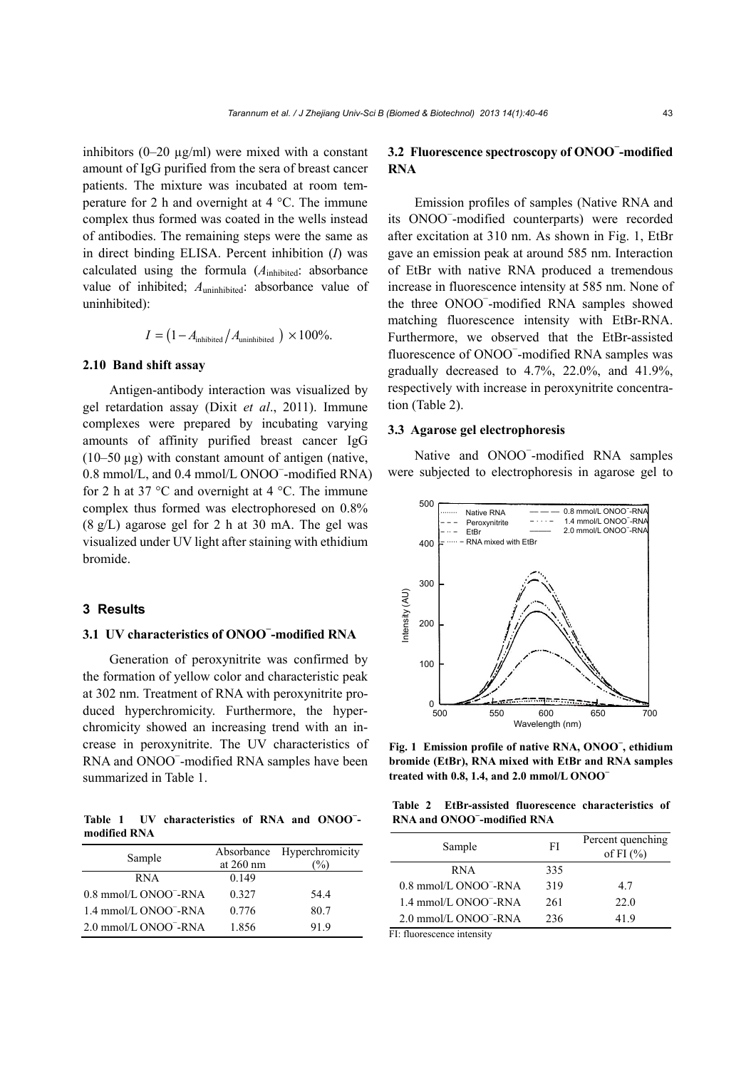inhibitors (0–20 μg/ml) were mixed with a constant amount of IgG purified from the sera of breast cancer patients. The mixture was incubated at room temperature for 2 h and overnight at 4 °C. The immune complex thus formed was coated in the wells instead of antibodies. The remaining steps were the same as in direct binding ELISA. Percent inhibition ($I$) was calculated using the formula ($A_{\text{inhibited}}$: absorbance value of inhibited; $A_{\text{uninhibited}}$: absorbance value of uninhibited):

$$I = \left(1 - A_{\text{inhibited}} / A_{\text{uninhibited}}\right) \times 100\%.$$

### 2.10 Band shift assay

Antigen-antibody interaction was visualized by gel retardation assay (Dixit *et al*., 2011). Immune complexes were prepared by incubating varying amounts of affinity purified breast cancer IgG (10–50 μg) with constant amount of antigen (native, 0.8 mmol/L, and 0.4 mmol/L $ONOO^-$-modified RNA) for 2 h at 37 °C and overnight at 4 °C. The immune complex thus formed was electrophoresed on 0.8% (8 g/L) agarose gel for 2 h at 30 mA. The gel was visualized under UV light after staining with ethidium bromide.

## 3 Results

### 3.1 UV characteristics of $ONOO^-$-modified RNA

Generation of peroxynitrite was confirmed by the formation of yellow color and characteristic peak at 302 nm. Treatment of RNA with peroxynitrite produced hyperchromicity. Furthermore, the hyperchromicity showed an increasing trend with an increase in peroxynitrite. The UV characteristics of RNA and $ONOO^-$-modified RNA samples have been summarized in Table 1.

**Table 1 UV characteristics of RNA and $ONOO^-$-modified RNA**

| Sample | Absorbance at 260 nm | Hyperchromicity (%) |
|---|---|---|
| RNA | 0.149 | |
| 0.8 mmol/L $ONOO^-$-RNA | 0.327 | 54.4 |
| 1.4 mmol/L $ONOO^-$-RNA | 0.776 | 80.7 |
| 2.0 mmol/L $ONOO^-$-RNA | 1.856 | 91.9 |

### 3.2 Fluorescence spectroscopy of $ONOO^-$-modified RNA

Emission profiles of samples (Native RNA and its $ONOO^-$-modified counterparts) were recorded after excitation at 310 nm. As shown in Fig. 1, EtBr gave an emission peak at around 585 nm. Interaction of EtBr with native RNA produced a tremendous increase in fluorescence intensity at 585 nm. None of the three $ONOO^-$-modified RNA samples showed matching fluorescence intensity with EtBr-RNA. Furthermore, we observed that the EtBr-assisted fluorescence of $ONOO^-$-modified RNA samples was gradually decreased to 4.7%, 22.0%, and 41.9%, respectively with increase in peroxynitrite concentration (Table 2).

### 3.3 Agarose gel electrophoresis

Native and $ONOO^-$-modified RNA samples were subjected to electrophoresis in agarose gel to

**Fig. 1 Emission profile of native RNA, $ONOO^-$, ethidium bromide (EtBr), RNA mixed with EtBr and RNA samples treated with 0.8, 1.4, and 2.0 mmol/L $ONOO^-$**

**Table 2 EtBr-assisted fluorescence characteristics of RNA and $ONOO^-$-modified RNA**

| Sample | FI | Percent quenching of FI (%) |
|---|---|---|
| RNA | 335 | |
| 0.8 mmol/L $ONOO^-$-RNA | 319 | 4.7 |
| 1.4 mmol/L $ONOO^-$-RNA | 261 | 22.0 |
| 2.0 mmol/L $ONOO^-$-RNA | 236 | 41.9 |

FI: fluorescence intensity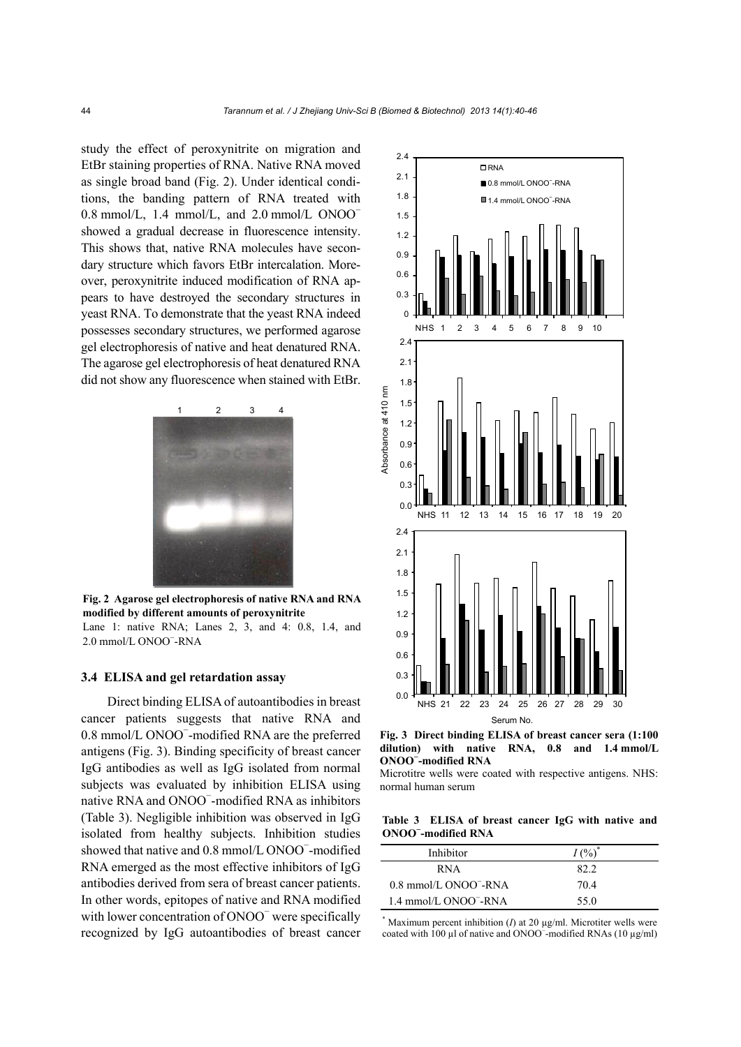study the effect of peroxynitrite on migration and EtBr staining properties of RNA. Native RNA moved as single broad band (Fig. 2). Under identical conditions, the banding pattern of RNA treated with 0.8 mmol/L, 1.4 mmol/L, and 2.0 mmol/L $ONOO^-$ showed a gradual decrease in fluorescence intensity. This shows that, native RNA molecules have secondary structure which favors EtBr intercalation. Moreover, peroxynitrite induced modification of RNA appears to have destroyed the secondary structures in yeast RNA. To demonstrate that the yeast RNA indeed possesses secondary structures, we performed agarose gel electrophoresis of native and heat denatured RNA. The agarose gel electrophoresis of heat denatured RNA did not show any fluorescence when stained with EtBr.

**Fig. 2 Agarose gel electrophoresis of native RNA and RNA modified by different amounts of peroxynitrite**

Lane 1: native RNA; Lanes 2, 3, and 4: 0.8, 1.4, and 2.0 mmol/L $ONOO^-$-RNA

### 3.4 ELISA and gel retardation assay

Direct binding ELISA of autoantibodies in breast cancer patients suggests that native RNA and 0.8 mmol/L $ONOO^-$-modified RNA are the preferred antigens (Fig. 3). Binding specificity of breast cancer IgG antibodies as well as IgG isolated from normal subjects was evaluated by inhibition ELISA using native RNA and $ONOO^-$-modified RNA as inhibitors (Table 3). Negligible inhibition was observed in IgG isolated from healthy subjects. Inhibition studies showed that native and 0.8 mmol/L $ONOO^-$-modified RNA emerged as the most effective inhibitors of IgG antibodies derived from sera of breast cancer patients. In other words, epitopes of native and RNA modified with lower concentration of $ONOO^-$ were specifically recognized by IgG autoantibodies of breast cancer

**Fig. 3 Direct binding ELISA of breast cancer sera (1:100 dilution) with native RNA, 0.8 and 1.4 mmol/L $ONOO^-$-modified RNA**

Microtitre wells were coated with respective antigens. NHS: normal human serum

**Table 3 ELISA of breast cancer IgG with native and $ONOO^-$-modified RNA**

| Inhibitor | $I$ (%)* |
|---|---|
| RNA | 82.2 |
| 0.8 mmol/L $ONOO^-$-RNA | 70.4 |
| 1.4 mmol/L $ONOO^-$-RNA | 55.0 |

* Maximum percent inhibition ($I$) at 20 μg/ml. Microtiter wells were coated with 100 μl of native and $ONOO^-$-modified RNAs (10 μg/ml)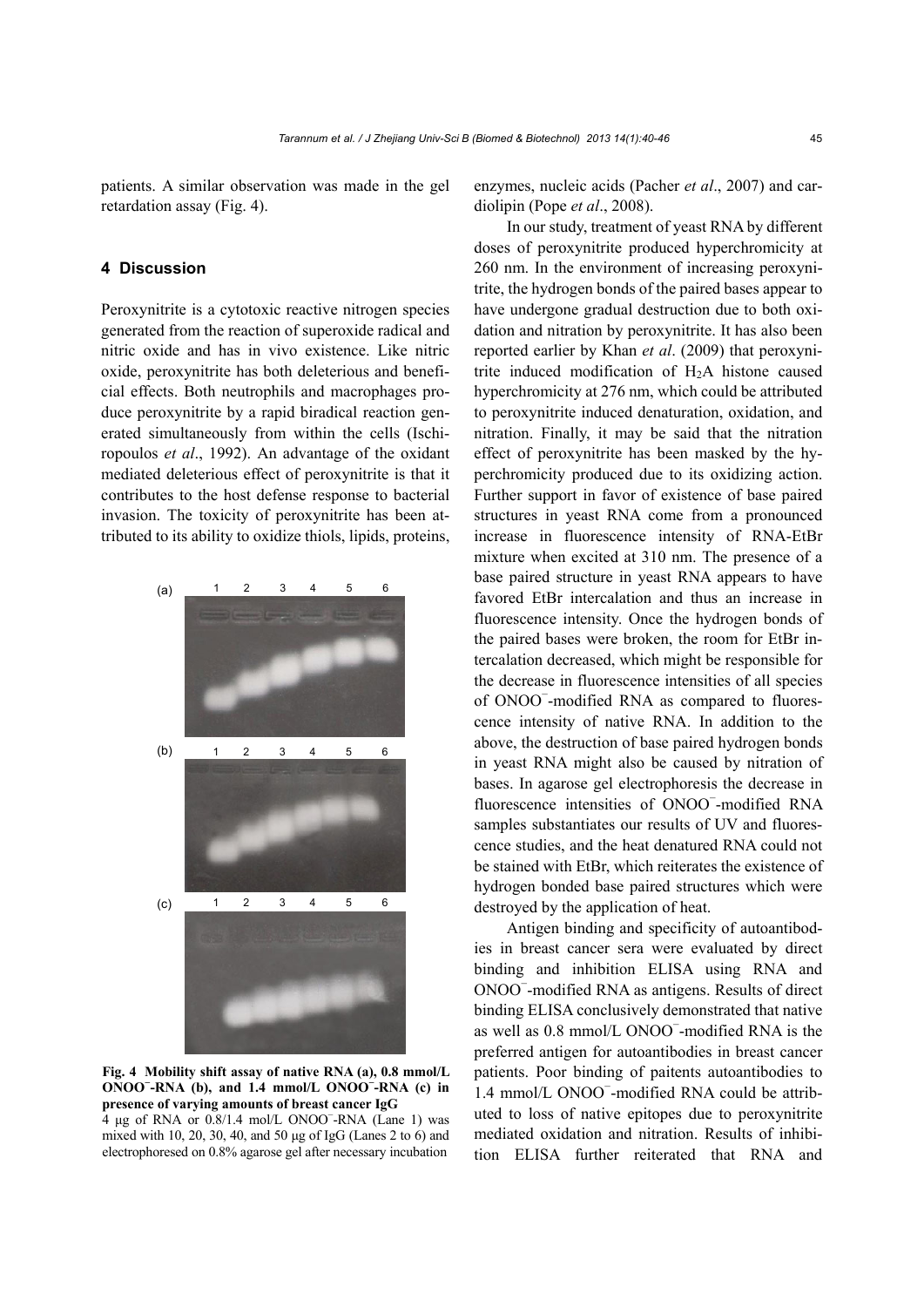patients. A similar observation was made in the gel retardation assay (Fig. 4).

## 4 Discussion

Peroxynitrite is a cytotoxic reactive nitrogen species generated from the reaction of superoxide radical and nitric oxide and has in vivo existence. Like nitric oxide, peroxynitrite has both deleterious and beneficial effects. Both neutrophils and macrophages produce peroxynitrite by a rapid biradical reaction generated simultaneously from within the cells (Ischiropoulos *et al*., 1992). An advantage of the oxidant mediated deleterious effect of peroxynitrite is that it contributes to the host defense response to bacterial invasion. The toxicity of peroxynitrite has been attributed to its ability to oxidize thiols, lipids, proteins, enzymes, nucleic acids (Pacher *et al*., 2007) and cardiolipin (Pope *et al*., 2008).

**Fig. 4 Mobility shift assay of native RNA (a), 0.8 mmol/L $ONOO^-$-RNA (b), and 1.4 mmol/L $ONOO^-$-RNA (c) in presence of varying amounts of breast cancer IgG**

4 μg of RNA or 0.8/1.4 mol/L $ONOO^-$-RNA (Lane 1) was mixed with 10, 20, 30, 40, and 50 μg of IgG (Lanes 2 to 6) and electrophoresed on 0.8% agarose gel after necessary incubation

In our study, treatment of yeast RNA by different doses of peroxynitrite produced hyperchromicity at 260 nm. In the environment of increasing peroxynitrite, the hydrogen bonds of the paired bases appear to have undergone gradual destruction due to both oxidation and nitration by peroxynitrite. It has also been reported earlier by Khan *et al*. (2009) that peroxynitrite induced modification of $H_2A$ histone caused hyperchromicity at 276 nm, which could be attributed to peroxynitrite induced denaturation, oxidation, and nitration. Finally, it may be said that the nitration effect of peroxynitrite has been masked by the hyperchromicity produced due to its oxidizing action. Further support in favor of existence of base paired structures in yeast RNA come from a pronounced increase in fluorescence intensity of RNA-EtBr mixture when excited at 310 nm. The presence of a base paired structure in yeast RNA appears to have favored EtBr intercalation and thus an increase in fluorescence intensity. Once the hydrogen bonds of the paired bases were broken, the room for EtBr intercalation decreased, which might be responsible for the decrease in fluorescence intensities of all species of $ONOO^-$-modified RNA as compared to fluorescence intensity of native RNA. In addition to the above, the destruction of base paired hydrogen bonds in yeast RNA might also be caused by nitration of bases. In agarose gel electrophoresis the decrease in fluorescence intensities of $ONOO^-$-modified RNA samples substantiates our results of UV and fluorescence studies, and the heat denatured RNA could not be stained with EtBr, which reiterates the existence of hydrogen bonded base paired structures which were destroyed by the application of heat.

Antigen binding and specificity of autoantibodies in breast cancer sera were evaluated by direct binding and inhibition ELISA using RNA and $ONOO^-$-modified RNA as antigens. Results of direct binding ELISA conclusively demonstrated that native as well as 0.8 mmol/L $ONOO^-$-modified RNA is the preferred antigen for autoantibodies in breast cancer patients. Poor binding of paitents autoantibodies to 1.4 mmol/L $ONOO^-$-modified RNA could be attributed to loss of native epitopes due to peroxynitrite mediated oxidation and nitration. Results of inhibition ELISA further reiterated that RNA and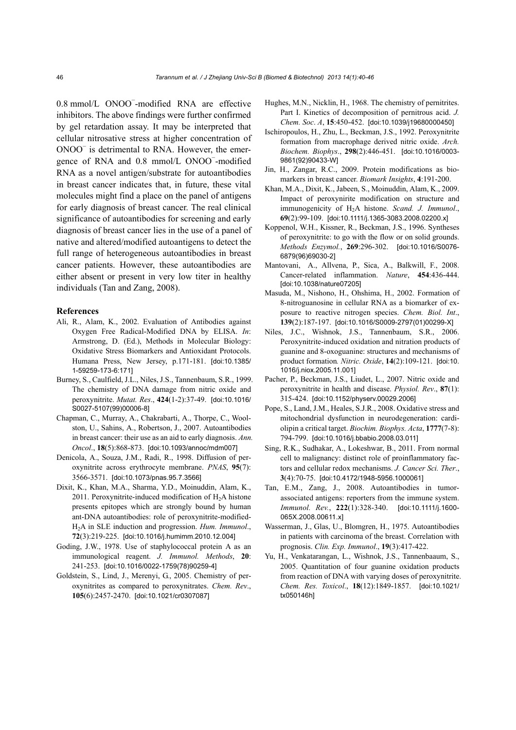0.8 mmol/L $ONOO^-$-modified RNA are effective inhibitors. The above findings were further confirmed by gel retardation assay. It may be interpreted that cellular nitrosative stress at higher concentration of $ONOO^-$ is detrimental to RNA. However, the emergence of RNA and 0.8 mmol/L $ONOO^-$-modified RNA as a novel antigen/substrate for autoantibodies in breast cancer indicates that, in future, these vital molecules might find a place on the panel of antigens for early diagnosis of breast cancer. The real clinical significance of autoantibodies for screening and early diagnosis of breast cancer lies in the use of a panel of native and altered/modified autoantigens to detect the full range of heterogeneous autoantibodies in breast cancer patients. However, these autoantibodies are either absent or present in very low titer in healthy individuals (Tan and Zang, 2008).

## References

Ali, R., Alam, K., 2002. Evaluation of Antibodies against Oxygen Free Radical-Modified DNA by ELISA. *In*: Armstrong, D. (Ed.), Methods in Molecular Biology: Oxidative Stress Biomarkers and Antioxidant Protocols. Humana Press, New Jersey, p.171-181. [doi:10.1385/1-59259-173-6:171]

Burney, S., Caulfield, J.L., Niles, J.S., Tannenbaum, S.R., 1999. The chemistry of DNA damage from nitric oxide and peroxynitrite. *Mutat. Res*., **424**(1-2):37-49. [doi:10.1016/S0027-5107(99)00006-8]

Chapman, C., Murray, A., Chakrabarti, A., Thorpe, C., Woolston, U., Sahins, A., Robertson, J., 2007. Autoantibodies in breast cancer: their use as an aid to early diagnosis. *Ann. Oncol*., **18**(5):868-873. [doi:10.1093/annoc/mdm007]

Denicola, A., Souza, J.M., Radi, R., 1998. Diffusion of peroxynitrite across erythrocyte membrane. *PNAS*, **95**(7): 3566-3571. [doi:10.1073/pnas.95.7.3566]

Dixit, K., Khan, M.A., Sharma, Y.D., Moinuddin, Alam, K., 2011. Peroxynitrite-induced modification of $H_2A$ histone presents epitopes which are strongly bound by human ant-DNA autoantibodies: role of peroxynitrite-modified-$H_2A$ in SLE induction and progression. *Hum. Immunol*., **72**(3):219-225. [doi:10.1016/j.humimm.2010.12.004]

Goding, J.W., 1978. Use of staphylococcal protein A as an immunological reagent. *J. Immunol. Methods*, **20**: 241-253. [doi:10.1016/0022-1759(78)90259-4]

Goldstein, S., Lind, J., Merenyi, G., 2005. Chemistry of peroxynitrites as compared to peroxynitrates. *Chem. Rev*., **105**(6):2457-2470. [doi:10.1021/cr0307087]

Hughes, M.N., Nicklin, H., 1968. The chemistry of pernitrites. Part I. Kinetics of decomposition of pernitrous acid. *J. Chem. Soc*. *A*, **15**:450-452. [doi:10.1039/j19680000450]

Ischiropoulos, H., Zhu, L., Beckman, J.S., 1992. Peroxynitrite formation from macrophage derived nitric oxide. *Arch. Biochem. Biophys*., **298**(2):446-451. [doi:10.1016/0003-9861(92)90433-W]

Jin, H., Zangar, R.C., 2009. Protein modifications as biomarkers in breast cancer. *Biomark Insights*, **4**:191-200.

Khan, M.A., Dixit, K., Jabeen, S., Moinuddin, Alam, K., 2009. Impact of peroxynirite modification on structure and immunogenicity of $H_2A$ histone. *Scand. J. Immunol*., **69**(2):99-109. [doi:10.1111/j.1365-3083.2008.02200.x]

Koppenol, W.H., Kissner, R., Beckman, J.S., 1996. Syntheses of peroxynitrite: to go with the flow or on solid grounds. *Methods Enzymol.*, **269**:296-302. [doi:10.1016/S0076-6879(96)69030-2]

Mantovani, A., Allvena, P., Sica, A., Balkwill, F., 2008. Cancer-related inflammation. *Nature*, **454**:436-444. [doi:10.1038/nature07205]

Masuda, M., Nishono, H., Ohshima, H., 2002. Formation of 8-nitroguanosine in cellular RNA as a biomarker of exposure to reactive nitrogen species. *Chem. Biol. Int*., **139**(2):187-197. [doi:10.1016/S0009-2797(01)00299-X]

Niles, J.C., Wishnok, J.S., Tannenbaum, S.R., 2006. Peroxynitrite-induced oxidation and nitration products of guanine and 8-oxoguanine: structures and mechanisms of product formation*. Nitric. Oxide*, **14**(2):109-121. [doi:10.1016/j.niox.2005.11.001]

Pacher, P., Beckman, J.S., Liudet, L., 2007. Nitric oxide and peroxynitrite in health and disease. *Physiol. Rev*., **87**(1): 315-424. [doi:10.1152/physerv.00029.2006]

Pope, S., Land, J.M., Heales, S.J.R., 2008. Oxidative stress and mitochondrial dysfunction in neurodegeneration: cardiolipin a critical target. *Biochim. Biophys. Acta*, **1777**(7-8): 794-799. [doi:10.1016/j.bbabio.2008.03.011]

Sing, R.K., Sudhakar, A., Lokeshwar, B., 2011. From normal cell to malignancy: distinct role of proinflammatory factors and cellular redox mechanisms. *J. Cancer Sci. Ther*., **3**(4):70-75. [doi:10.4172/1948-5956.1000061]

Tan, E.M., Zang, J., 2008. Autoantibodies in tumor-associated antigens: reporters from the immune system. *Immunol. Rev.*, **222**(1):328-340. [doi:10.1111/j.1600-065X.2008.00611.x]

Wasserman, J., Glas, U., Blomgren, H., 1975. Autoantibodies in patients with carcinoma of the breast. Correlation with prognosis. *Clin. Exp. Immunol*., **19**(3):417-422.

Yu, H., Venkatarangan, L., Wishnok, J.S., Tannenbaaum, S., 2005. Quantitation of four guanine oxidation products from reaction of DNA with varying doses of peroxynitrite. *Chem. Res. Toxicol*., **18**(12):1849-1857. [doi:10.1021/tx050146h]